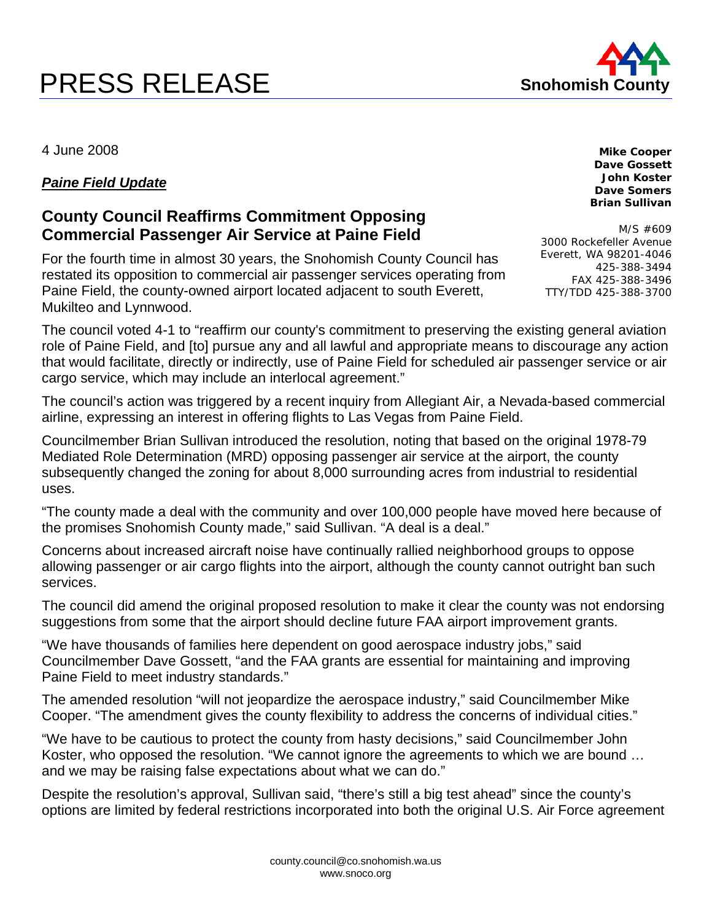# PRESS RELEASE

**Snohomish County**

4 June 2008

***Paine Field Update***

**Mike Cooper**
**Dave Gossett**
**John Koster**
**Dave Somers**
**Brian Sullivan**

M/S #609
3000 Rockefeller Avenue
Everett, WA 98201-4046
425-388-3494
FAX 425-388-3496
TTY/TDD 425-388-3700

## County Council Reaffirms Commitment Opposing Commercial Passenger Air Service at Paine Field

For the fourth time in almost 30 years, the Snohomish County Council has restated its opposition to commercial air passenger services operating from Paine Field, the county-owned airport located adjacent to south Everett, Mukilteo and Lynnwood.

The council voted 4-1 to "reaffirm our county's commitment to preserving the existing general aviation role of Paine Field, and [to] pursue any and all lawful and appropriate means to discourage any action that would facilitate, directly or indirectly, use of Paine Field for scheduled air passenger service or air cargo service, which may include an interlocal agreement."

The council's action was triggered by a recent inquiry from Allegiant Air, a Nevada-based commercial airline, expressing an interest in offering flights to Las Vegas from Paine Field.

Councilmember Brian Sullivan introduced the resolution, noting that based on the original 1978-79 Mediated Role Determination (MRD) opposing passenger air service at the airport, the county subsequently changed the zoning for about 8,000 surrounding acres from industrial to residential uses.

"The county made a deal with the community and over 100,000 people have moved here because of the promises Snohomish County made," said Sullivan. "A deal is a deal."

Concerns about increased aircraft noise have continually rallied neighborhood groups to oppose allowing passenger or air cargo flights into the airport, although the county cannot outright ban such services.

The council did amend the original proposed resolution to make it clear the county was not endorsing suggestions from some that the airport should decline future FAA airport improvement grants.

"We have thousands of families here dependent on good aerospace industry jobs," said Councilmember Dave Gossett, "and the FAA grants are essential for maintaining and improving Paine Field to meet industry standards."

The amended resolution "will not jeopardize the aerospace industry," said Councilmember Mike Cooper. "The amendment gives the county flexibility to address the concerns of individual cities."

"We have to be cautious to protect the county from hasty decisions," said Councilmember John Koster, who opposed the resolution. "We cannot ignore the agreements to which we are bound … and we may be raising false expectations about what we can do."

Despite the resolution's approval, Sullivan said, "there's still a big test ahead" since the county's options are limited by federal restrictions incorporated into both the original U.S. Air Force agreement

county.council@co.snohomish.wa.us
www.snoco.org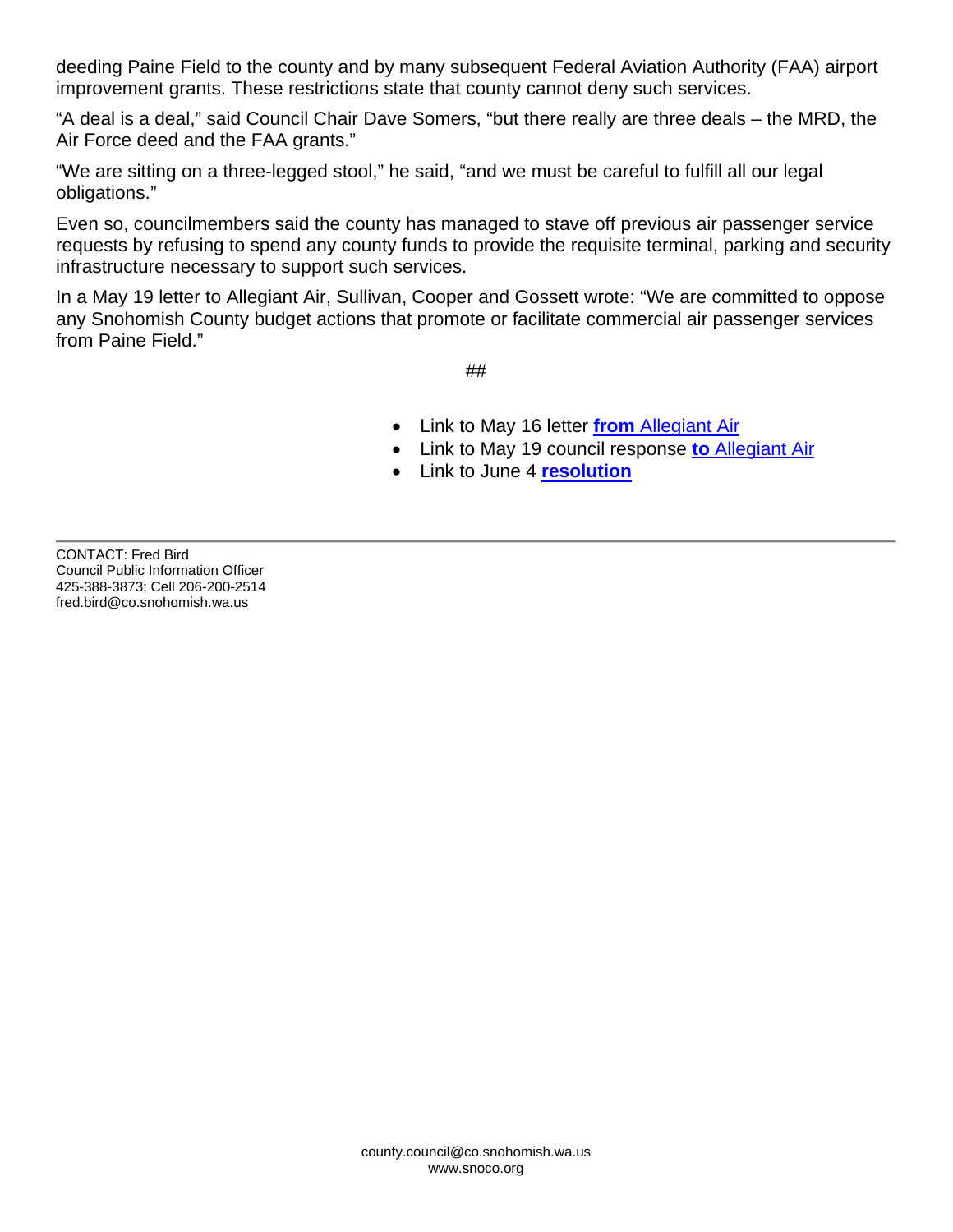deeding Paine Field to the county and by many subsequent Federal Aviation Authority (FAA) airport improvement grants. These restrictions state that county cannot deny such services.

"A deal is a deal," said Council Chair Dave Somers, "but there really are three deals – the MRD, the Air Force deed and the FAA grants."

"We are sitting on a three-legged stool," he said, "and we must be careful to fulfill all our legal obligations."

Even so, councilmembers said the county has managed to stave off previous air passenger service requests by refusing to spend any county funds to provide the requisite terminal, parking and security infrastructure necessary to support such services.

In a May 19 letter to Allegiant Air, Sullivan, Cooper and Gossett wrote: "We are committed to oppose any Snohomish County budget actions that promote or facilitate commercial air passenger services from Paine Field."

##

- Link to May 16 letter **from** Allegiant Air
- Link to May 19 council response **to** Allegiant Air
- Link to June 4 **resolution**

---

CONTACT: Fred Bird
Council Public Information Officer
425-388-3873; Cell 206-200-2514
fred.bird@co.snohomish.wa.us

county.council@co.snohomish.wa.us
www.snoco.org